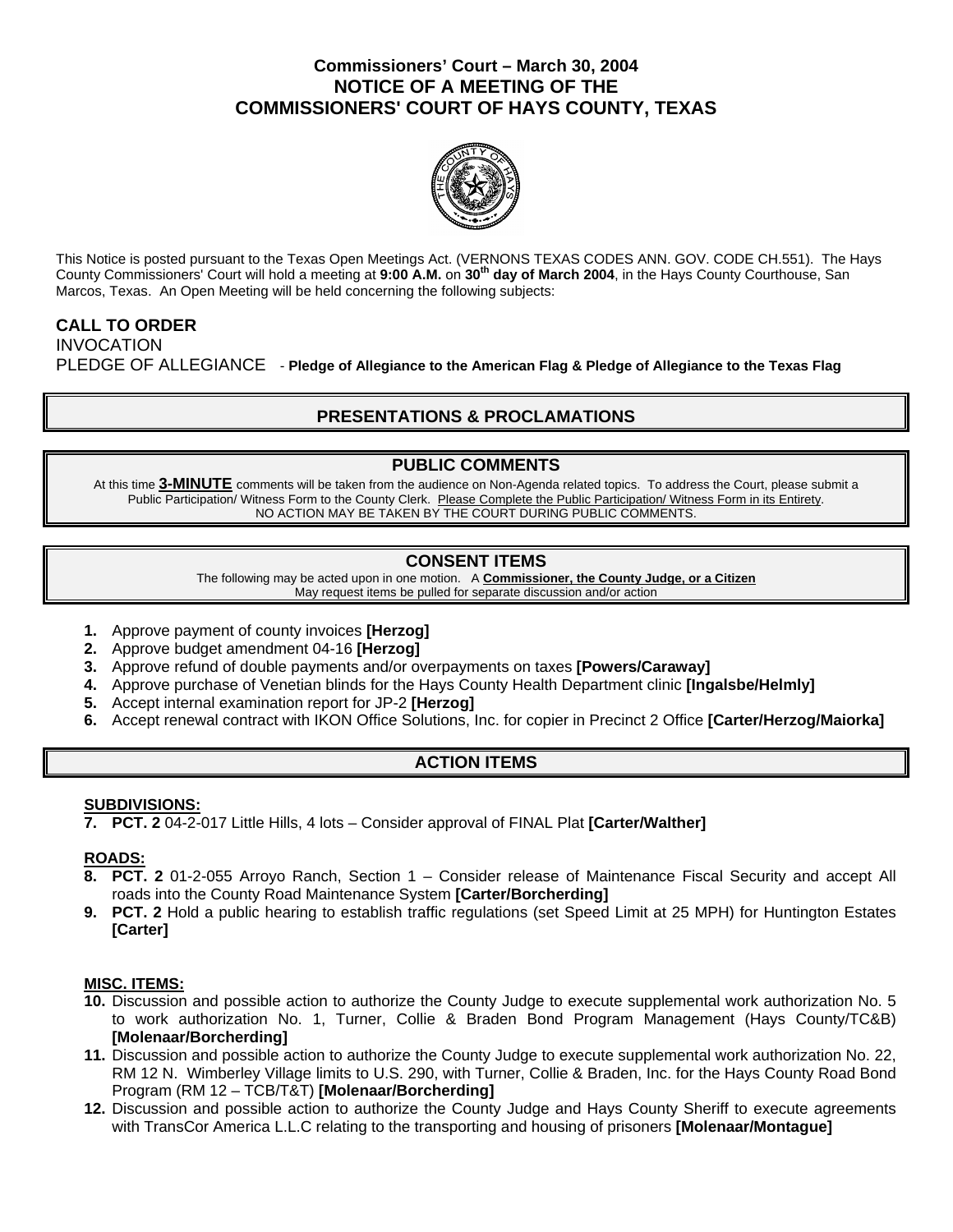# Commissioners' Court – March 30, 2004
# NOTICE OF A MEETING OF THE COMMISSIONERS' COURT OF HAYS COUNTY, TEXAS

This Notice is posted pursuant to the Texas Open Meetings Act. (VERNONS TEXAS CODES ANN. GOV. CODE CH.551). The Hays County Commissioners' Court will hold a meeting at **9:00 A.M.** on **30th day of March 2004**, in the Hays County Courthouse, San Marcos, Texas. An Open Meeting will be held concerning the following subjects:

**CALL TO ORDER**

INVOCATION

PLEDGE OF ALLEGIANCE - **Pledge of Allegiance to the American Flag & Pledge of Allegiance to the Texas Flag**

## PRESENTATIONS & PROCLAMATIONS

## PUBLIC COMMENTS

At this time **3-MINUTE** comments will be taken from the audience on Non-Agenda related topics. To address the Court, please submit a Public Participation/ Witness Form to the County Clerk. Please Complete the Public Participation/ Witness Form in its Entirety.
NO ACTION MAY BE TAKEN BY THE COURT DURING PUBLIC COMMENTS.

## CONSENT ITEMS

The following may be acted upon in one motion. A **Commissioner, the County Judge, or a Citizen** May request items be pulled for separate discussion and/or action

1. Approve payment of county invoices **[Herzog]**
2. Approve budget amendment 04-16 **[Herzog]**
3. Approve refund of double payments and/or overpayments on taxes **[Powers/Caraway]**
4. Approve purchase of Venetian blinds for the Hays County Health Department clinic **[Ingalsbe/Helmly]**
5. Accept internal examination report for JP-2 **[Herzog]**
6. Accept renewal contract with IKON Office Solutions, Inc. for copier in Precinct 2 Office **[Carter/Herzog/Maiorka]**

## ACTION ITEMS

**SUBDIVISIONS:**

7. **PCT. 2** 04-2-017 Little Hills, 4 lots – Consider approval of FINAL Plat **[Carter/Walther]**

**ROADS:**

8. **PCT. 2** 01-2-055 Arroyo Ranch, Section 1 – Consider release of Maintenance Fiscal Security and accept All roads into the County Road Maintenance System **[Carter/Borcherding]**
9. **PCT. 2** Hold a public hearing to establish traffic regulations (set Speed Limit at 25 MPH) for Huntington Estates **[Carter]**

**MISC. ITEMS:**

10. Discussion and possible action to authorize the County Judge to execute supplemental work authorization No. 5 to work authorization No. 1, Turner, Collie & Braden Bond Program Management (Hays County/TC&B) **[Molenaar/Borcherding]**
11. Discussion and possible action to authorize the County Judge to execute supplemental work authorization No. 22, RM 12 N. Wimberley Village limits to U.S. 290, with Turner, Collie & Braden, Inc. for the Hays County Road Bond Program (RM 12 – TCB/T&T) **[Molenaar/Borcherding]**
12. Discussion and possible action to authorize the County Judge and Hays County Sheriff to execute agreements with TransCor America L.L.C relating to the transporting and housing of prisoners **[Molenaar/Montague]**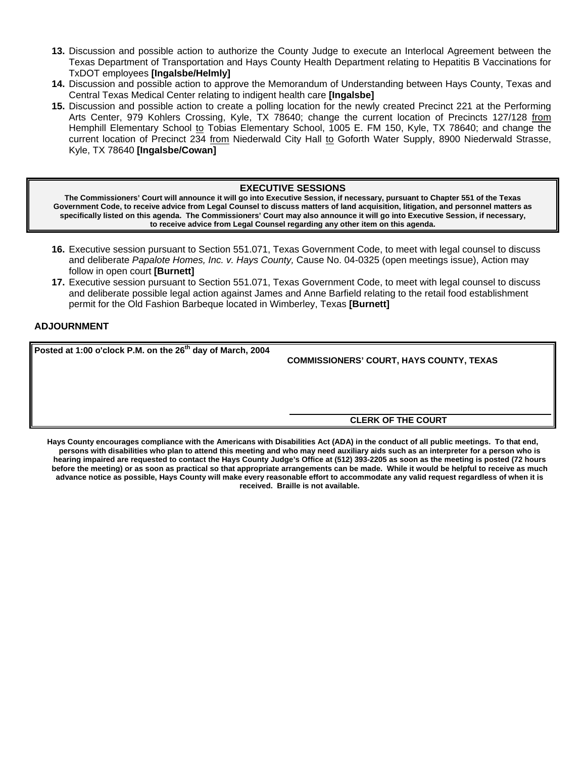**13.** Discussion and possible action to authorize the County Judge to execute an Interlocal Agreement between the Texas Department of Transportation and Hays County Health Department relating to Hepatitis B Vaccinations for TxDOT employees **[Ingalsbe/Helmly]**

**14.** Discussion and possible action to approve the Memorandum of Understanding between Hays County, Texas and Central Texas Medical Center relating to indigent health care **[Ingalsbe]**

**15.** Discussion and possible action to create a polling location for the newly created Precinct 221 at the Performing Arts Center, 979 Kohlers Crossing, Kyle, TX 78640; change the current location of Precincts 127/128 from Hemphill Elementary School to Tobias Elementary School, 1005 E. FM 150, Kyle, TX 78640; and change the current location of Precinct 234 from Niederwald City Hall to Goforth Water Supply, 8900 Niederwald Strasse, Kyle, TX 78640 **[Ingalsbe/Cowan]**

## EXECUTIVE SESSIONS

**The Commissioners' Court will announce it will go into Executive Session, if necessary, pursuant to Chapter 551 of the Texas Government Code, to receive advice from Legal Counsel to discuss matters of land acquisition, litigation, and personnel matters as specifically listed on this agenda. The Commissioners' Court may also announce it will go into Executive Session, if necessary, to receive advice from Legal Counsel regarding any other item on this agenda.**

**16.** Executive session pursuant to Section 551.071, Texas Government Code, to meet with legal counsel to discuss and deliberate *Papalote Homes, Inc. v. Hays County,* Cause No. 04-0325 (open meetings issue), Action may follow in open court **[Burnett]**

**17.** Executive session pursuant to Section 551.071, Texas Government Code, to meet with legal counsel to discuss and deliberate possible legal action against James and Anne Barfield relating to the retail food establishment permit for the Old Fashion Barbeque located in Wimberley, Texas **[Burnett]**

## ADJOURNMENT

**Posted at 1:00 o'clock P.M. on the 26th day of March, 2004**

**COMMISSIONERS' COURT, HAYS COUNTY, TEXAS**

**CLERK OF THE COURT**

**Hays County encourages compliance with the Americans with Disabilities Act (ADA) in the conduct of all public meetings. To that end, persons with disabilities who plan to attend this meeting and who may need auxiliary aids such as an interpreter for a person who is hearing impaired are requested to contact the Hays County Judge's Office at (512) 393-2205 as soon as the meeting is posted (72 hours before the meeting) or as soon as practical so that appropriate arrangements can be made. While it would be helpful to receive as much advance notice as possible, Hays County will make every reasonable effort to accommodate any valid request regardless of when it is received. Braille is not available.**